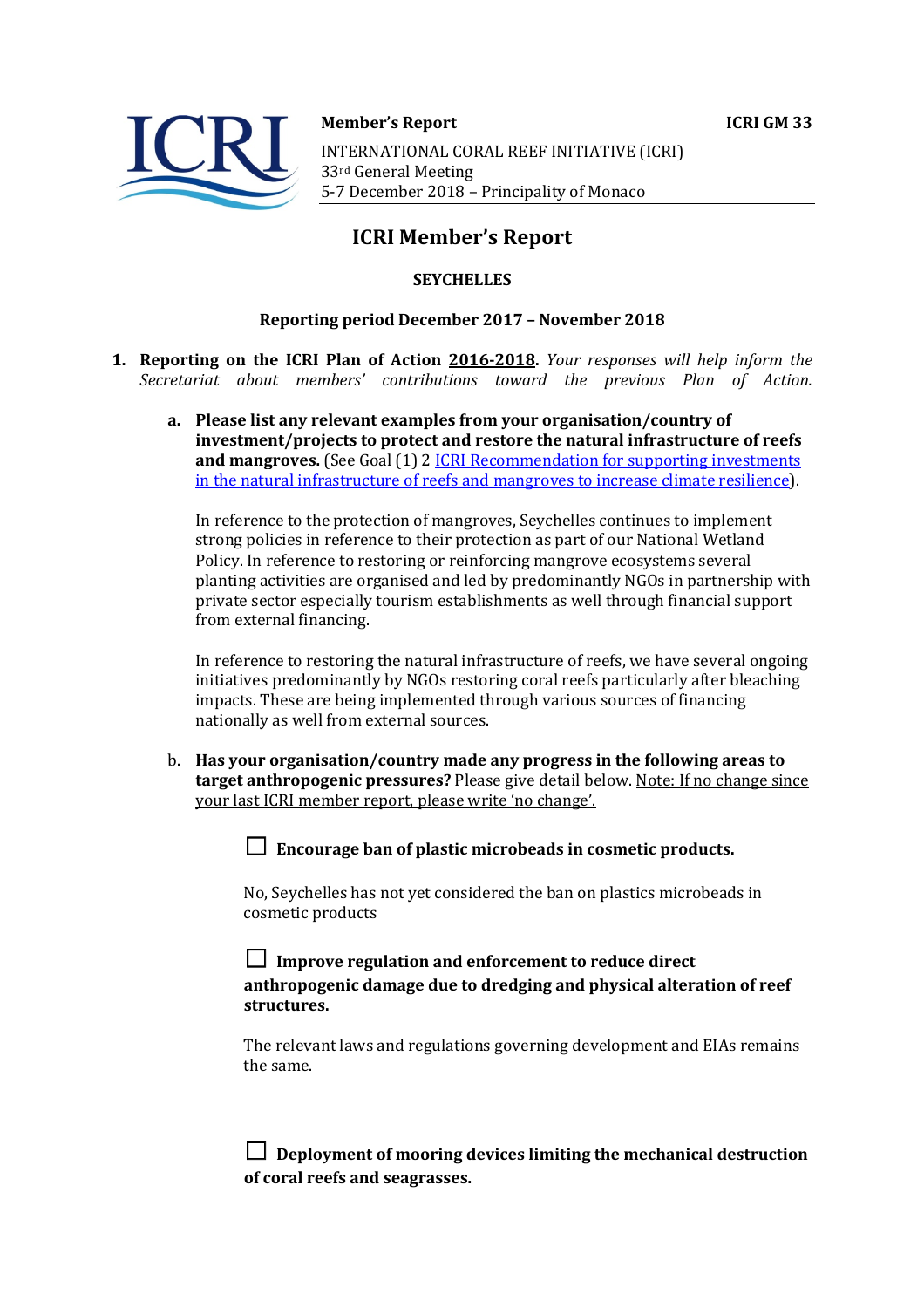**Member's Report** **ICRI GM 33**

INTERNATIONAL CORAL REEF INITIATIVE (ICRI)
33rd General Meeting
5-7 December 2018 – Principality of Monaco

# ICRI Member's Report

## SEYCHELLES

### Reporting period December 2017 – November 2018

1. **Reporting on the ICRI Plan of Action 2016-2018.** *Your responses will help inform the Secretariat about members' contributions toward the previous Plan of Action.*

   a. **Please list any relevant examples from your organisation/country of investment/projects to protect and restore the natural infrastructure of reefs and mangroves.** (See Goal (1) 2 [ICRI Recommendation for supporting investments in the natural infrastructure of reefs and mangroves to increase climate resilience]).

   In reference to the protection of mangroves, Seychelles continues to implement strong policies in reference to their protection as part of our National Wetland Policy. In reference to restoring or reinforcing mangrove ecosystems several planting activities are organised and led by predominantly NGOs in partnership with private sector especially tourism establishments as well through financial support from external financing.

   In reference to restoring the natural infrastructure of reefs, we have several ongoing initiatives predominantly by NGOs restoring coral reefs particularly after bleaching impacts. These are being implemented through various sources of financing nationally as well from external sources.

   b. **Has your organisation/country made any progress in the following areas to target anthropogenic pressures?** Please give detail below. Note: If no change since your last ICRI member report, please write 'no change'.

   ☐ **Encourage ban of plastic microbeads in cosmetic products.**

   No, Seychelles has not yet considered the ban on plastics microbeads in cosmetic products

   ☐ **Improve regulation and enforcement to reduce direct anthropogenic damage due to dredging and physical alteration of reef structures.**

   The relevant laws and regulations governing development and EIAs remains the same.

   ☐ **Deployment of mooring devices limiting the mechanical destruction of coral reefs and seagrasses.**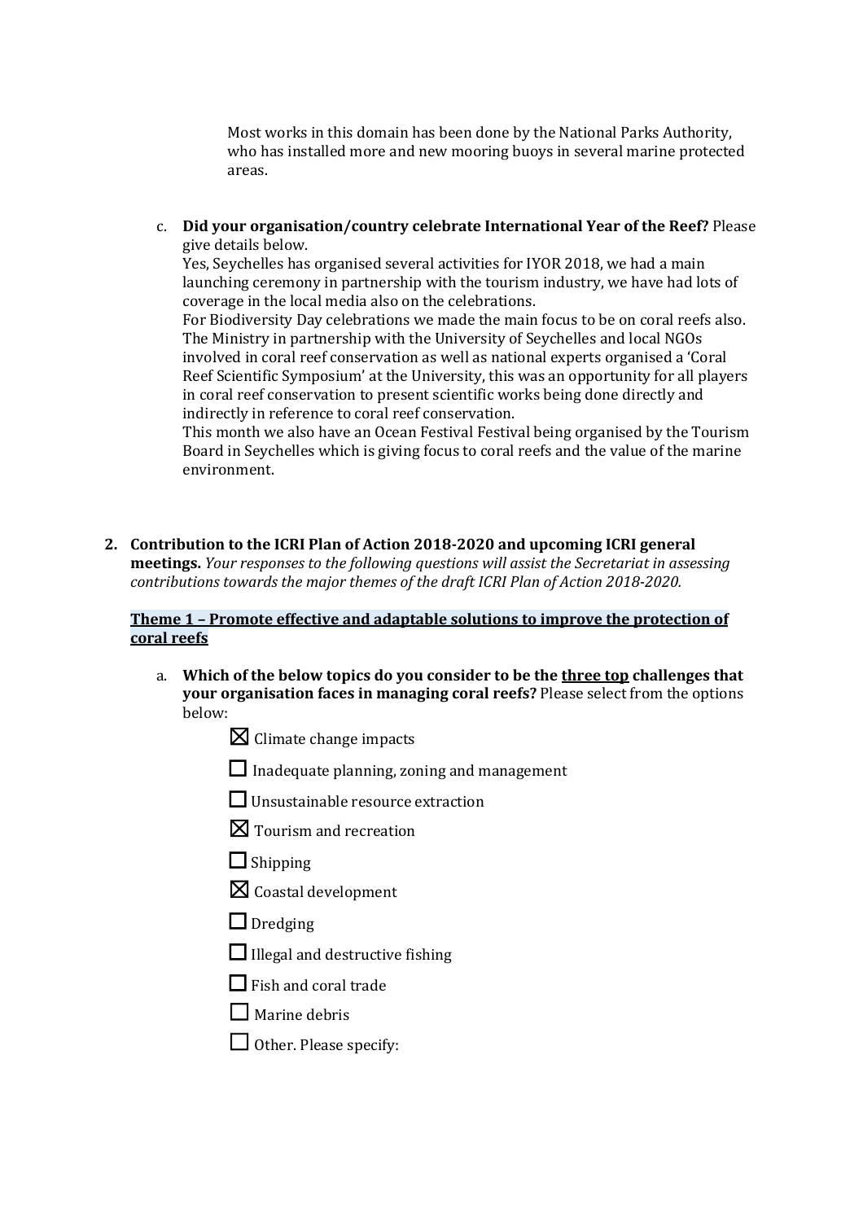Most works in this domain has been done by the National Parks Authority, who has installed more and new mooring buoys in several marine protected areas.

c. **Did your organisation/country celebrate International Year of the Reef?** Please give details below.

   Yes, Seychelles has organised several activities for IYOR 2018, we had a main launching ceremony in partnership with the tourism industry, we have had lots of coverage in the local media also on the celebrations.

   For Biodiversity Day celebrations we made the main focus to be on coral reefs also. The Ministry in partnership with the University of Seychelles and local NGOs involved in coral reef conservation as well as national experts organised a 'Coral Reef Scientific Symposium' at the University, this was an opportunity for all players in coral reef conservation to present scientific works being done directly and indirectly in reference to coral reef conservation.

   This month we also have an Ocean Festival Festival being organised by the Tourism Board in Seychelles which is giving focus to coral reefs and the value of the marine environment.

**2. Contribution to the ICRI Plan of Action 2018-2020 and upcoming ICRI general meetings.** *Your responses to the following questions will assist the Secretariat in assessing contributions towards the major themes of the draft ICRI Plan of Action 2018-2020.*

**Theme 1 – Promote effective and adaptable solutions to improve the protection of coral reefs**

a. **Which of the below topics do you consider to be the three top challenges that your organisation faces in managing coral reefs?** Please select from the options below:

   - ☒ Climate change impacts
   - ☐ Inadequate planning, zoning and management
   - ☐ Unsustainable resource extraction
   - ☒ Tourism and recreation
   - ☐ Shipping
   - ☒ Coastal development
   - ☐ Dredging
   - ☐ Illegal and destructive fishing
   - ☐ Fish and coral trade
   - ☐ Marine debris
   - ☐ Other. Please specify: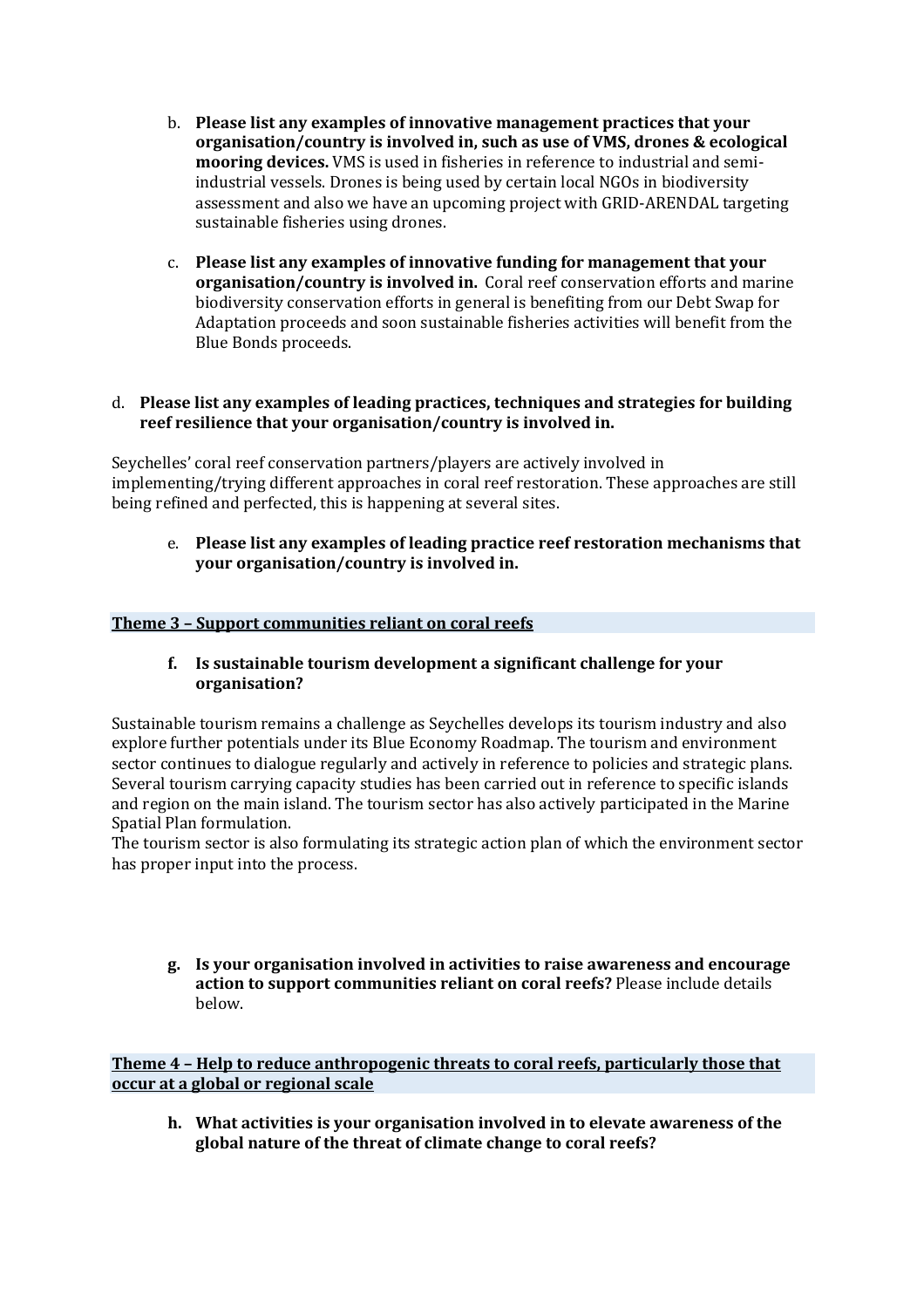b. **Please list any examples of innovative management practices that your organisation/country is involved in, such as use of VMS, drones & ecological mooring devices.** VMS is used in fisheries in reference to industrial and semi-industrial vessels. Drones is being used by certain local NGOs in biodiversity assessment and also we have an upcoming project with GRID-ARENDAL targeting sustainable fisheries using drones.

c. **Please list any examples of innovative funding for management that your organisation/country is involved in.** Coral reef conservation efforts and marine biodiversity conservation efforts in general is benefiting from our Debt Swap for Adaptation proceeds and soon sustainable fisheries activities will benefit from the Blue Bonds proceeds.

d. **Please list any examples of leading practices, techniques and strategies for building reef resilience that your organisation/country is involved in.**

Seychelles' coral reef conservation partners/players are actively involved in implementing/trying different approaches in coral reef restoration. These approaches are still being refined and perfected, this is happening at several sites.

e. **Please list any examples of leading practice reef restoration mechanisms that your organisation/country is involved in.**

**Theme 3 – Support communities reliant on coral reefs**

f. **Is sustainable tourism development a significant challenge for your organisation?**

Sustainable tourism remains a challenge as Seychelles develops its tourism industry and also explore further potentials under its Blue Economy Roadmap. The tourism and environment sector continues to dialogue regularly and actively in reference to policies and strategic plans. Several tourism carrying capacity studies has been carried out in reference to specific islands and region on the main island. The tourism sector has also actively participated in the Marine Spatial Plan formulation.
The tourism sector is also formulating its strategic action plan of which the environment sector has proper input into the process.

g. **Is your organisation involved in activities to raise awareness and encourage action to support communities reliant on coral reefs?** Please include details below.

**Theme 4 – Help to reduce anthropogenic threats to coral reefs, particularly those that occur at a global or regional scale**

h. **What activities is your organisation involved in to elevate awareness of the global nature of the threat of climate change to coral reefs?**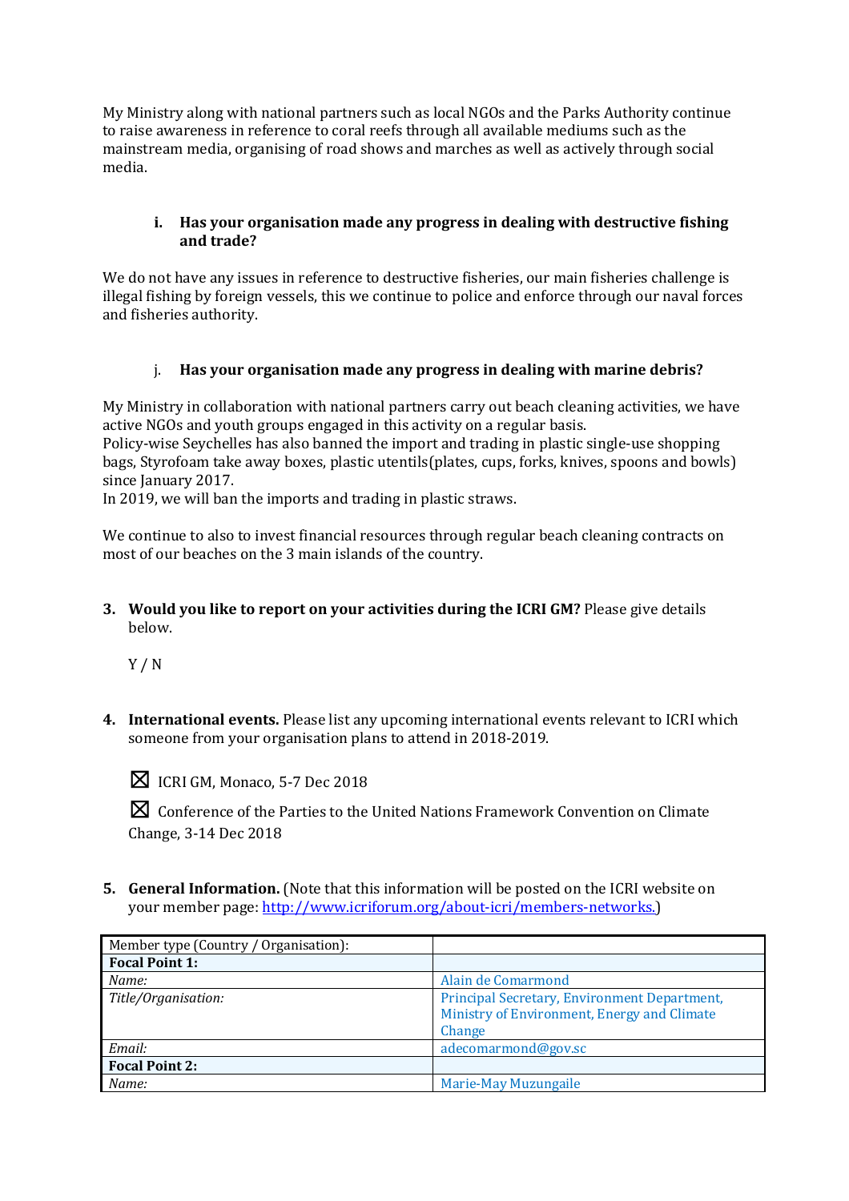My Ministry along with national partners such as local NGOs and the Parks Authority continue to raise awareness in reference to coral reefs through all available mediums such as the mainstream media, organising of road shows and marches as well as actively through social media.

i. **Has your organisation made any progress in dealing with destructive fishing and trade?**

We do not have any issues in reference to destructive fisheries, our main fisheries challenge is illegal fishing by foreign vessels, this we continue to police and enforce through our naval forces and fisheries authority.

j. **Has your organisation made any progress in dealing with marine debris?**

My Ministry in collaboration with national partners carry out beach cleaning activities, we have active NGOs and youth groups engaged in this activity on a regular basis.
Policy-wise Seychelles has also banned the import and trading in plastic single-use shopping bags, Styrofoam take away boxes, plastic utentils(plates, cups, forks, knives, spoons and bowls) since January 2017.
In 2019, we will ban the imports and trading in plastic straws.

We continue to also to invest financial resources through regular beach cleaning contracts on most of our beaches on the 3 main islands of the country.

3. **Would you like to report on your activities during the ICRI GM?** Please give details below.

   Y / N

4. **International events.** Please list any upcoming international events relevant to ICRI which someone from your organisation plans to attend in 2018-2019.

   ☒ ICRI GM, Monaco, 5-7 Dec 2018

   ☒ Conference of the Parties to the United Nations Framework Convention on Climate Change, 3-14 Dec 2018

5. **General Information.** (Note that this information will be posted on the ICRI website on your member page: http://www.icriforum.org/about-icri/members-networks.)

| Member type (Country / Organisation): | |
|---|---|
| **Focal Point 1:** | |
| *Name:* | Alain de Comarmond |
| *Title/Organisation:* | Principal Secretary, Environment Department, Ministry of Environment, Energy and Climate Change |
| *Email:* | adecomarmond@gov.sc |
| **Focal Point 2:** | |
| *Name:* | Marie-May Muzungaile |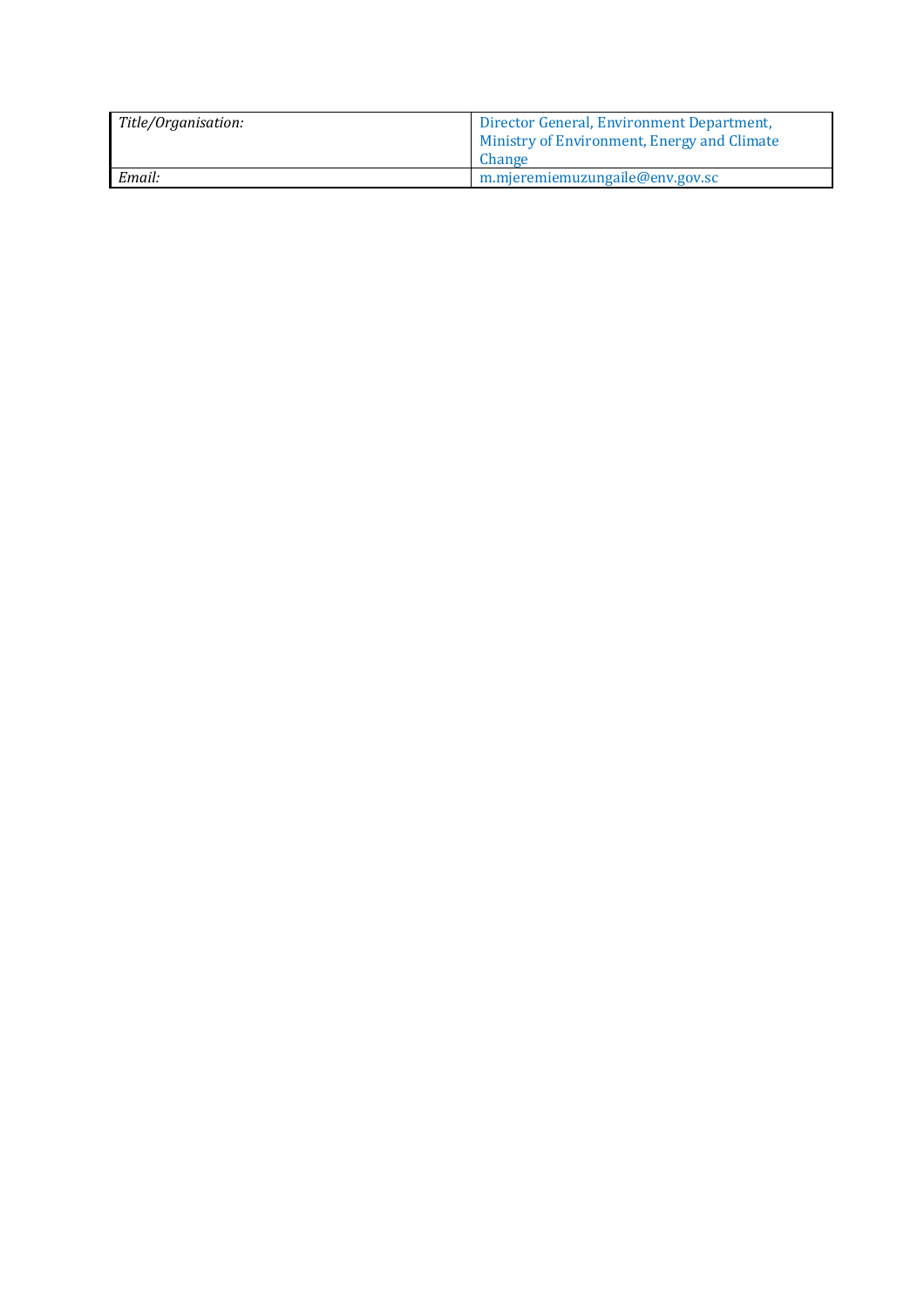| | |
|---|---|
| *Title/Organisation:* | Director General, Environment Department, Ministry of Environment, Energy and Climate Change |
| *Email:* | m.mjeremiemuzungaile@env.gov.sc |